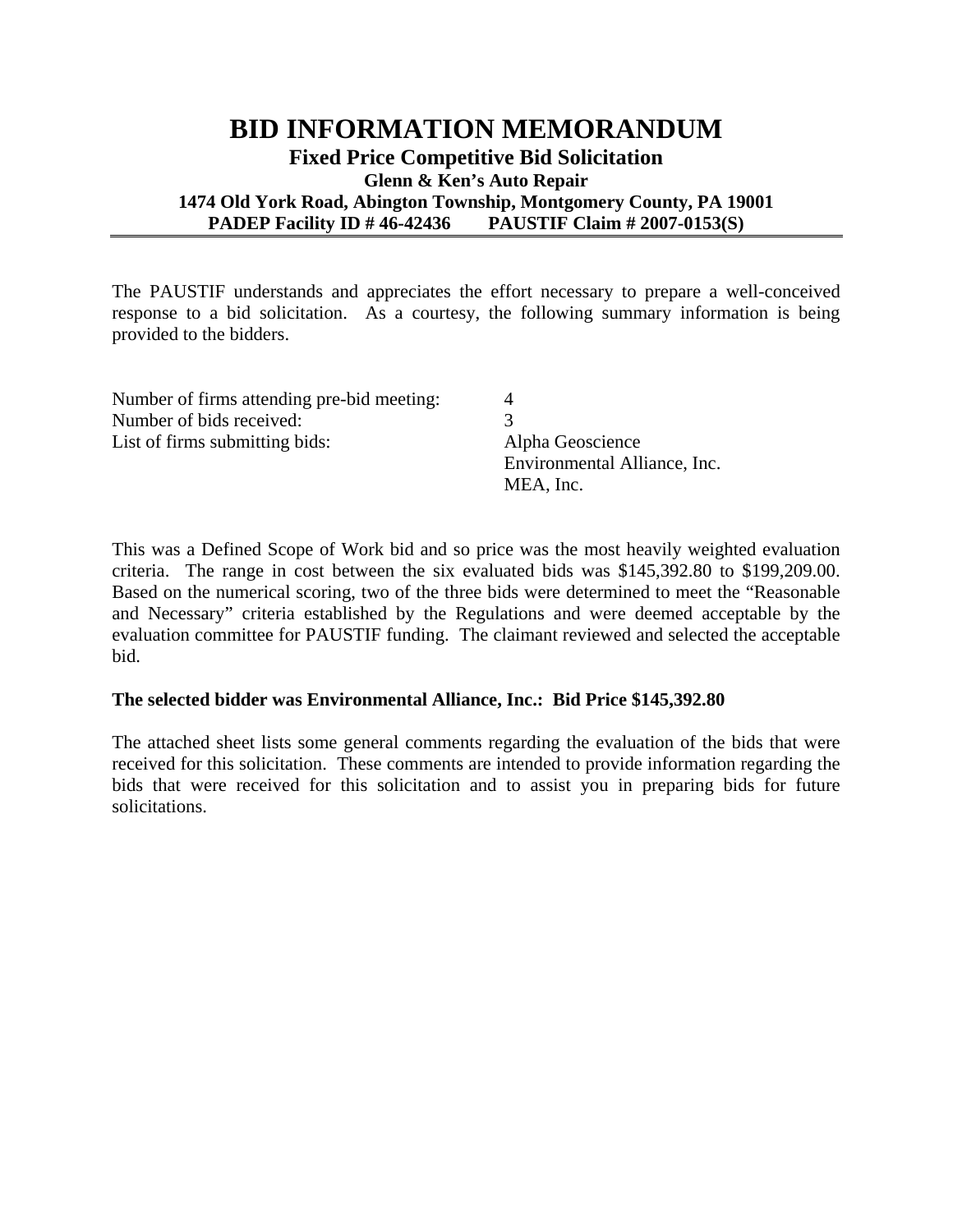# BID INFORMATION MEMORANDUM

## Fixed Price Competitive Bid Solicitation

### Glenn & Ken's Auto Repair

### 1474 Old York Road, Abington Township, Montgomery County, PA 19001

### PADEP Facility ID # 46-42436 PAUSTIF Claim # 2007-0153(S)

The PAUSTIF understands and appreciates the effort necessary to prepare a well-conceived response to a bid solicitation. As a courtesy, the following summary information is being provided to the bidders.

| | |
|---|---|
| Number of firms attending pre-bid meeting: | 4 |
| Number of bids received: | 3 |
| List of firms submitting bids: | Alpha Geoscience<br>Environmental Alliance, Inc.<br>MEA, Inc. |

This was a Defined Scope of Work bid and so price was the most heavily weighted evaluation criteria. The range in cost between the six evaluated bids was $145,392.80 to $199,209.00. Based on the numerical scoring, two of the three bids were determined to meet the "Reasonable and Necessary" criteria established by the Regulations and were deemed acceptable by the evaluation committee for PAUSTIF funding. The claimant reviewed and selected the acceptable bid.

**The selected bidder was Environmental Alliance, Inc.: Bid Price $145,392.80**

The attached sheet lists some general comments regarding the evaluation of the bids that were received for this solicitation. These comments are intended to provide information regarding the bids that were received for this solicitation and to assist you in preparing bids for future solicitations.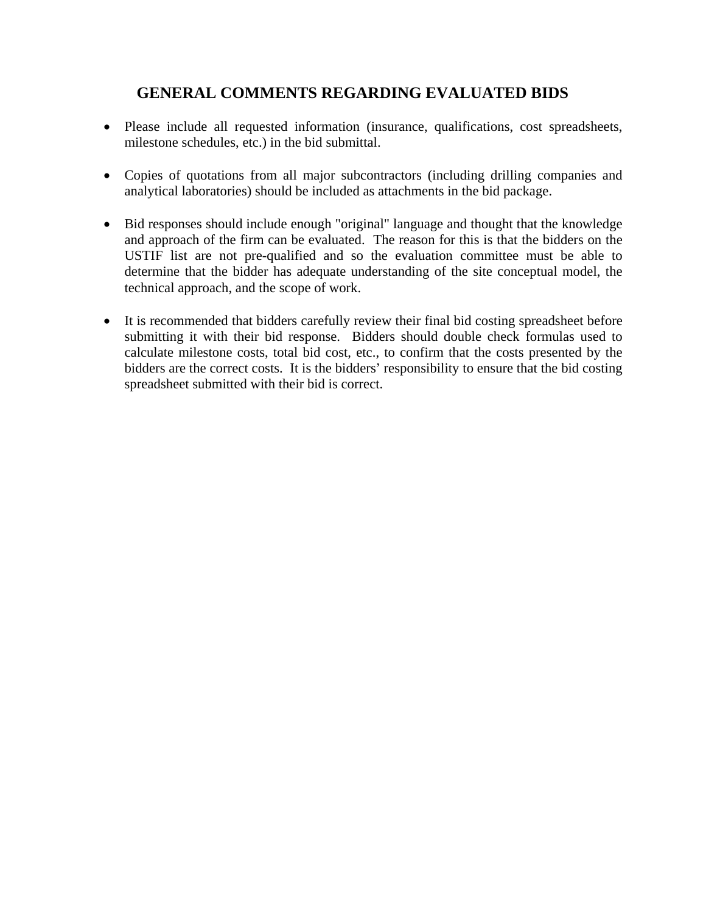## GENERAL COMMENTS REGARDING EVALUATED BIDS

- Please include all requested information (insurance, qualifications, cost spreadsheets, milestone schedules, etc.) in the bid submittal.

- Copies of quotations from all major subcontractors (including drilling companies and analytical laboratories) should be included as attachments in the bid package.

- Bid responses should include enough "original" language and thought that the knowledge and approach of the firm can be evaluated. The reason for this is that the bidders on the USTIF list are not pre-qualified and so the evaluation committee must be able to determine that the bidder has adequate understanding of the site conceptual model, the technical approach, and the scope of work.

- It is recommended that bidders carefully review their final bid costing spreadsheet before submitting it with their bid response. Bidders should double check formulas used to calculate milestone costs, total bid cost, etc., to confirm that the costs presented by the bidders are the correct costs. It is the bidders' responsibility to ensure that the bid costing spreadsheet submitted with their bid is correct.